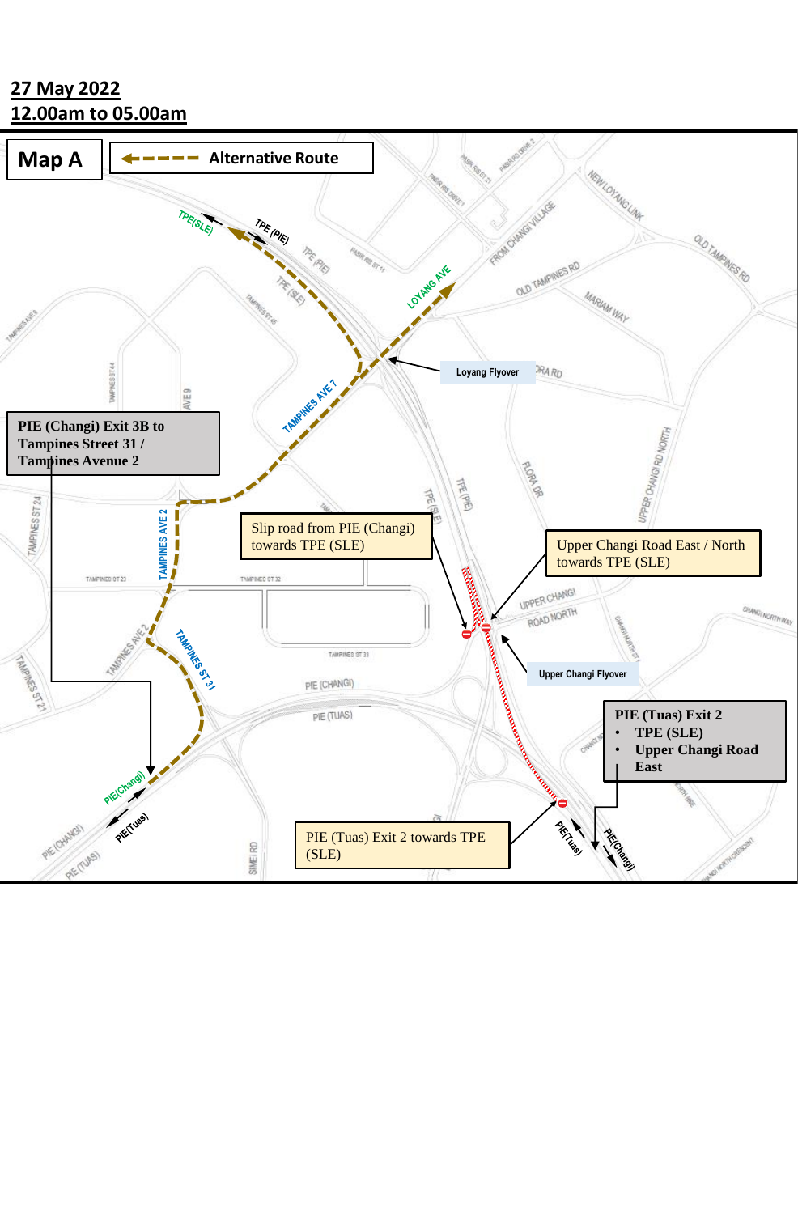**27 May 2022**
**12.00am to 05.00am**

## Map A

Alternative Route

**PIE (Changi) Exit 3B to Tampines Street 31 / Tampines Avenue 2**

Slip road from PIE (Changi) towards TPE (SLE)

Upper Changi Road East / North towards TPE (SLE)

Loyang Flyover

Upper Changi Flyover

**PIE (Tuas) Exit 2**
- **TPE (SLE)**
- **Upper Changi Road East**

PIE (Tuas) Exit 2 towards TPE (SLE)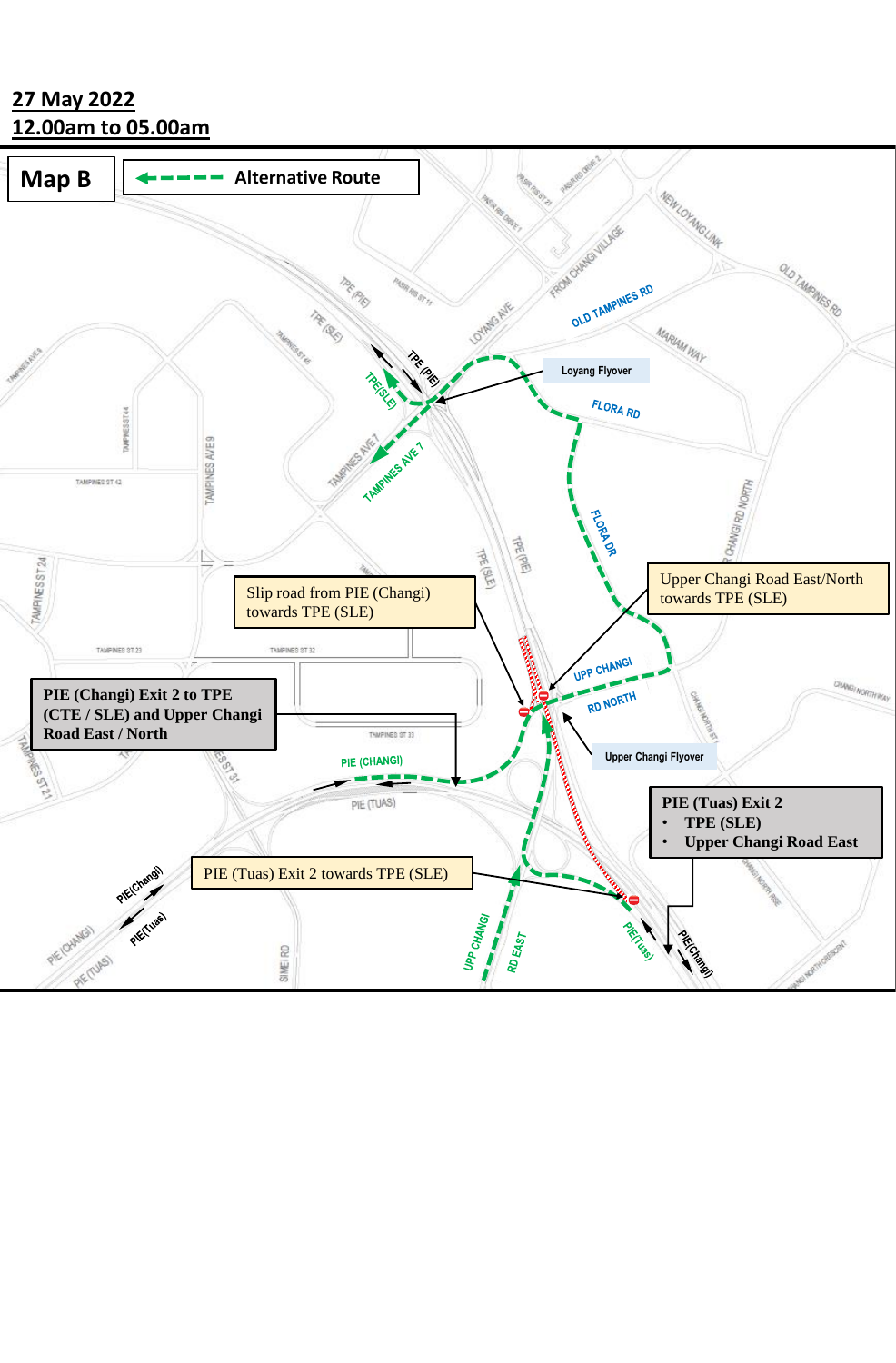**27 May 2022**
**12.00am to 05.00am**

**Map B**

Alternative Route

Loyang Flyover

Upper Changi Road East/North towards TPE (SLE)

Slip road from PIE (Changi) towards TPE (SLE)

**PIE (Changi) Exit 2 to TPE (CTE / SLE) and Upper Changi Road East / North**

Upper Changi Flyover

**PIE (Tuas) Exit 2**

- **TPE (SLE)**
- **Upper Changi Road East**

PIE (Tuas) Exit 2 towards TPE (SLE)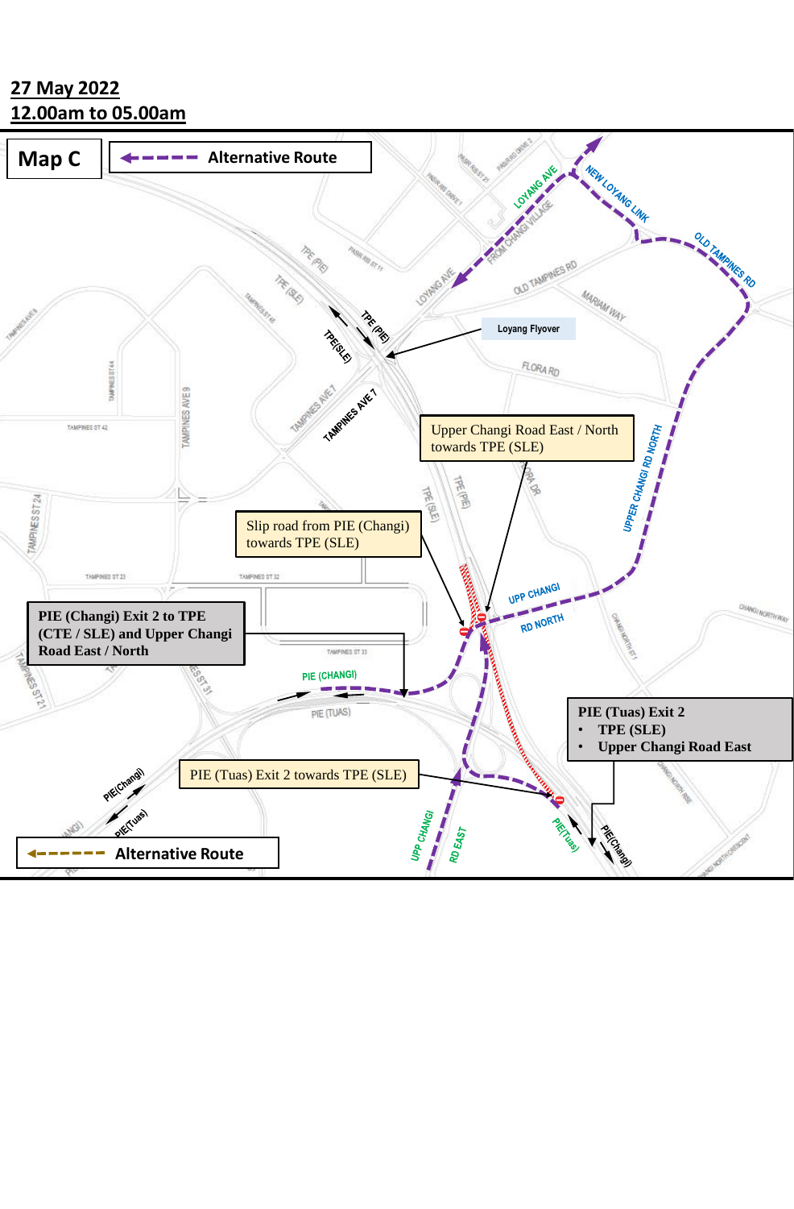**27 May 2022**

**12.00am to 05.00am**

## Map C

**Alternative Route**

Loyang Flyover

Upper Changi Road East / North towards TPE (SLE)

Slip road from PIE (Changi) towards TPE (SLE)

**PIE (Changi) Exit 2 to TPE (CTE / SLE) and Upper Changi Road East / North**

**PIE (Tuas) Exit 2**
- **TPE (SLE)**
- **Upper Changi Road East**

PIE (Tuas) Exit 2 towards TPE (SLE)

**Alternative Route**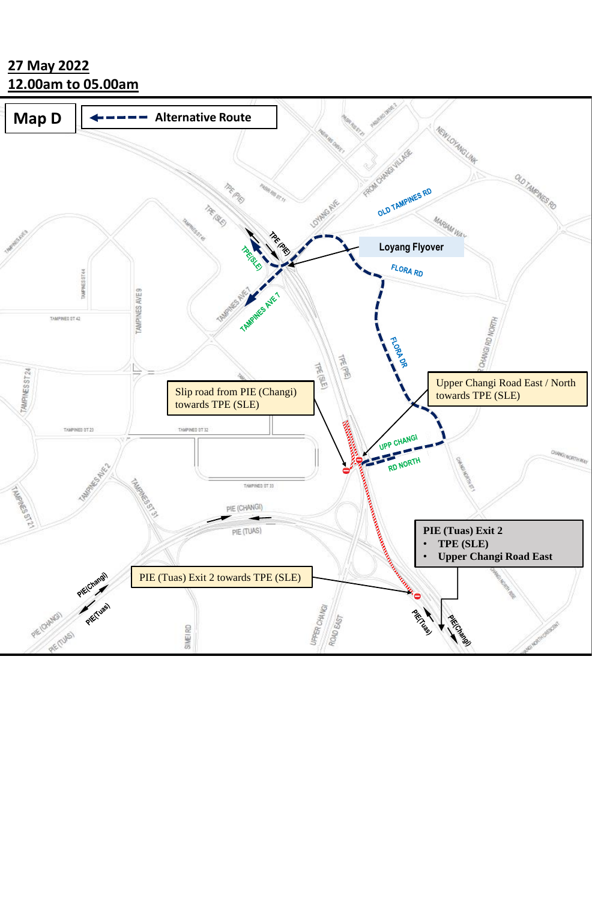**27 May 2022**
**12.00am to 05.00am**

**Map D**

Alternative Route

Loyang Flyover

Slip road from PIE (Changi) towards TPE (SLE)

Upper Changi Road East / North towards TPE (SLE)

PIE (Tuas) Exit 2
- TPE (SLE)
- Upper Changi Road East

PIE (Tuas) Exit 2 towards TPE (SLE)

TPE (PIE)
TPE(SLE)
TAMPINES AVE 7
OLD TAMPINES RD
FLORA RD
FLORA DR
UPP CHANGI RD NORTH
PIE (CHANGI)
PIE (TUAS)
PIE(Changi)
PIE(Tuas)